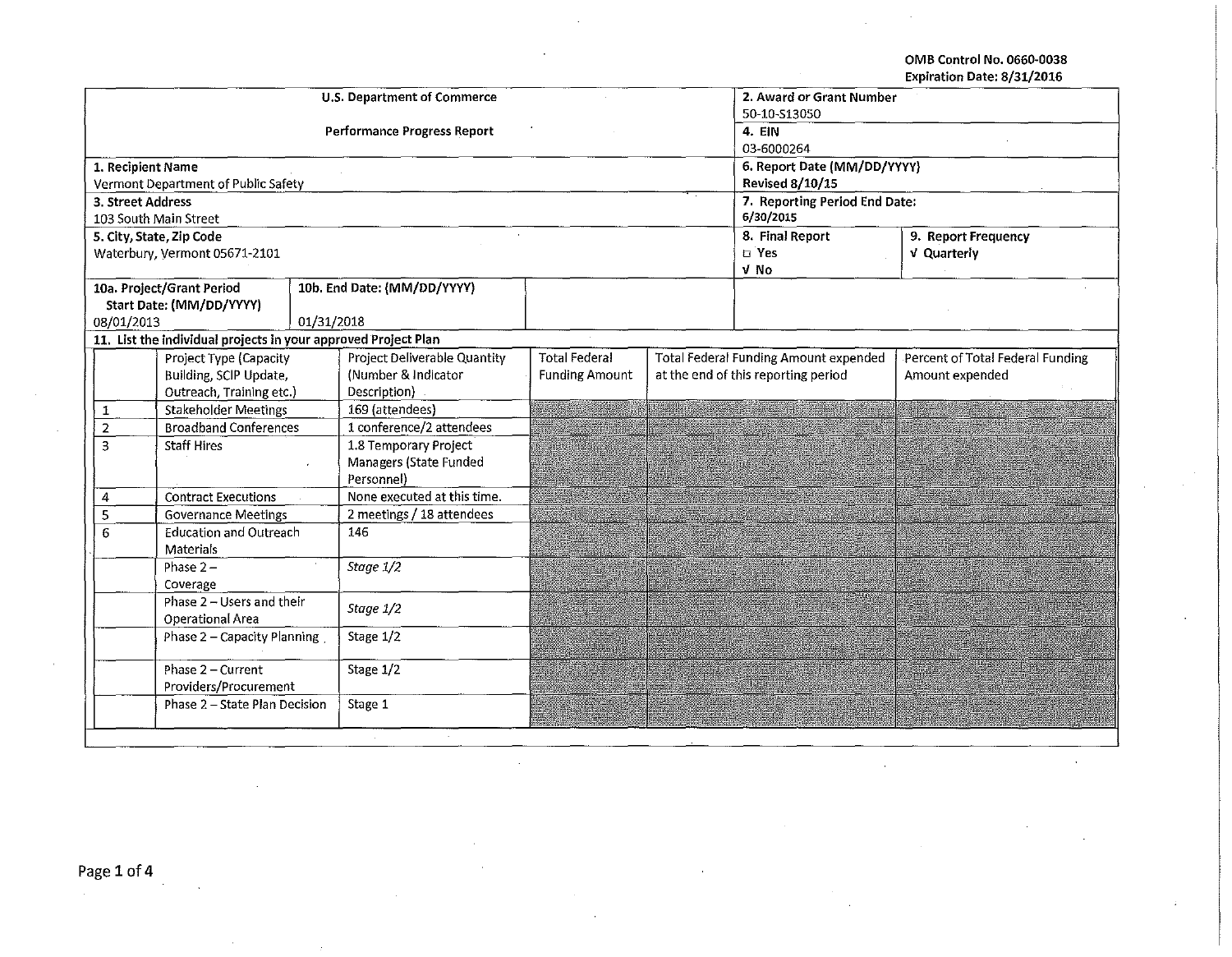OMB Control No. 0660-0038
Expiration Date: 8/31/2016

| U.S. Department of Commerce<br><br>Performance Progress Report | 2. Award or Grant Number<br>50-10-S13050 | |
|---|---|---|
| | 4. EIN<br>03-6000264 | |
| 1. Recipient Name<br>Vermont Department of Public Safety | 6. Report Date (MM/DD/YYYY)<br>**Revised 8/10/15** | |
| 3. Street Address<br>103 South Main Street | 7. Reporting Period End Date:<br>6/30/2015 | |
| 5. City, State, Zip Code<br>Waterbury, Vermont 05671-2101 | 8. Final Report<br>□ Yes<br>√ No | 9. Report Frequency<br>√ Quarterly |
| 10a. Project/Grant Period Start Date: (MM/DD/YYYY)<br>08/01/2013<br><br>10b. End Date: (MM/DD/YYYY)<br>01/31/2018 | | |

**11. List the individual projects in your approved Project Plan**

| | Project Type (Capacity Building, SCIP Update, Outreach, Training etc.) | Project Deliverable Quantity (Number & Indicator Description) | Total Federal Funding Amount | Total Federal Funding Amount expended at the end of this reporting period | Percent of Total Federal Funding Amount expended |
|---|---|---|---|---|---|
| 1 | Stakeholder Meetings | 169 (attendees) | | | |
| 2 | Broadband Conferences | 1 conference/2 attendees | | | |
| 3 | Staff Hires | 1.8 Temporary Project Managers (State Funded Personnel) | | | |
| 4 | Contract Executions | None executed at this time. | | | |
| 5 | Governance Meetings | 2 meetings / 18 attendees | | | |
| 6 | Education and Outreach Materials | 146 | | | |
| | Phase 2 – Coverage | *Stage 1/2* | | | |
| | Phase 2 – Users and their Operational Area | *Stage 1/2* | | | |
| | Phase 2 – Capacity Planning | Stage 1/2 | | | |
| | Phase 2 – Current Providers/Procurement | Stage 1/2 | | | |
| | Phase 2 – State Plan Decision | Stage 1 | | | |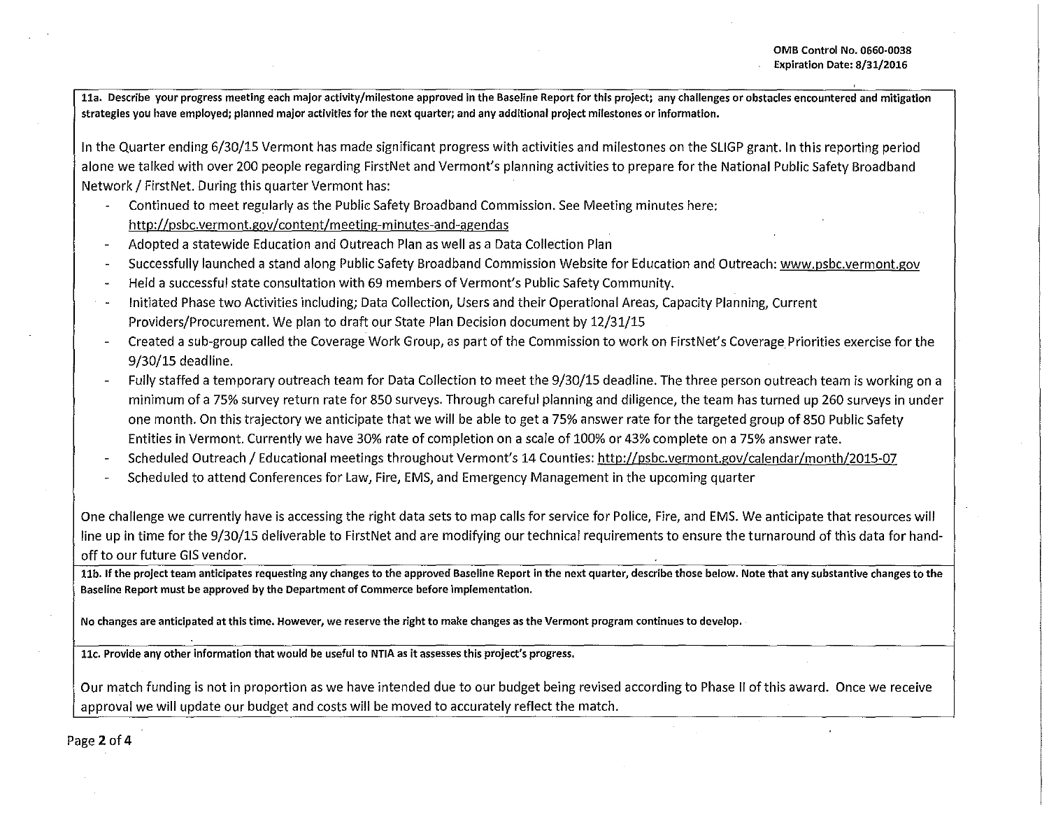**11a. Describe your progress meeting each major activity/milestone approved in the Baseline Report for this project; any challenges or obstacles encountered and mitigation strategies you have employed; planned major activities for the next quarter; and any additional project milestones or information.**

In the Quarter ending 6/30/15 Vermont has made significant progress with activities and milestones on the SLIGP grant. In this reporting period alone we talked with over 200 people regarding FirstNet and Vermont's planning activities to prepare for the National Public Safety Broadband Network / FirstNet. During this quarter Vermont has:

- Continued to meet regularly as the Public Safety Broadband Commission. See Meeting minutes here: http://psbc.vermont.gov/content/meeting-minutes-and-agendas
- Adopted a statewide Education and Outreach Plan as well as a Data Collection Plan
- Successfully launched a stand along Public Safety Broadband Commission Website for Education and Outreach: www.psbc.vermont.gov
- Held a successful state consultation with 69 members of Vermont's Public Safety Community.
- Initiated Phase two Activities including; Data Collection, Users and their Operational Areas, Capacity Planning, Current Providers/Procurement. We plan to draft our State Plan Decision document by 12/31/15
- Created a sub-group called the Coverage Work Group, as part of the Commission to work on FirstNet's Coverage Priorities exercise for the 9/30/15 deadline.
- Fully staffed a temporary outreach team for Data Collection to meet the 9/30/15 deadline. The three person outreach team is working on a minimum of a 75% survey return rate for 850 surveys. Through careful planning and diligence, the team has turned up 260 surveys in under one month. On this trajectory we anticipate that we will be able to get a 75% answer rate for the targeted group of 850 Public Safety Entities in Vermont. Currently we have 30% rate of completion on a scale of 100% or 43% complete on a 75% answer rate.
- Scheduled Outreach / Educational meetings throughout Vermont's 14 Counties: http://psbc.vermont.gov/calendar/month/2015-07
- Scheduled to attend Conferences for Law, Fire, EMS, and Emergency Management in the upcoming quarter

One challenge we currently have is accessing the right data sets to map calls for service for Police, Fire, and EMS. We anticipate that resources will line up in time for the 9/30/15 deliverable to FirstNet and are modifying our technical requirements to ensure the turnaround of this data for hand-off to our future GIS vendor.

**11b. If the project team anticipates requesting any changes to the approved Baseline Report in the next quarter, describe those below. Note that any substantive changes to the Baseline Report must be approved by the Department of Commerce before implementation.**

No changes are anticipated at this time. However, we reserve the right to make changes as the Vermont program continues to develop.

**11c. Provide any other information that would be useful to NTIA as it assesses this project's progress.**

Our match funding is not in proportion as we have intended due to our budget being revised according to Phase II of this award. Once we receive approval we will update our budget and costs will be moved to accurately reflect the match.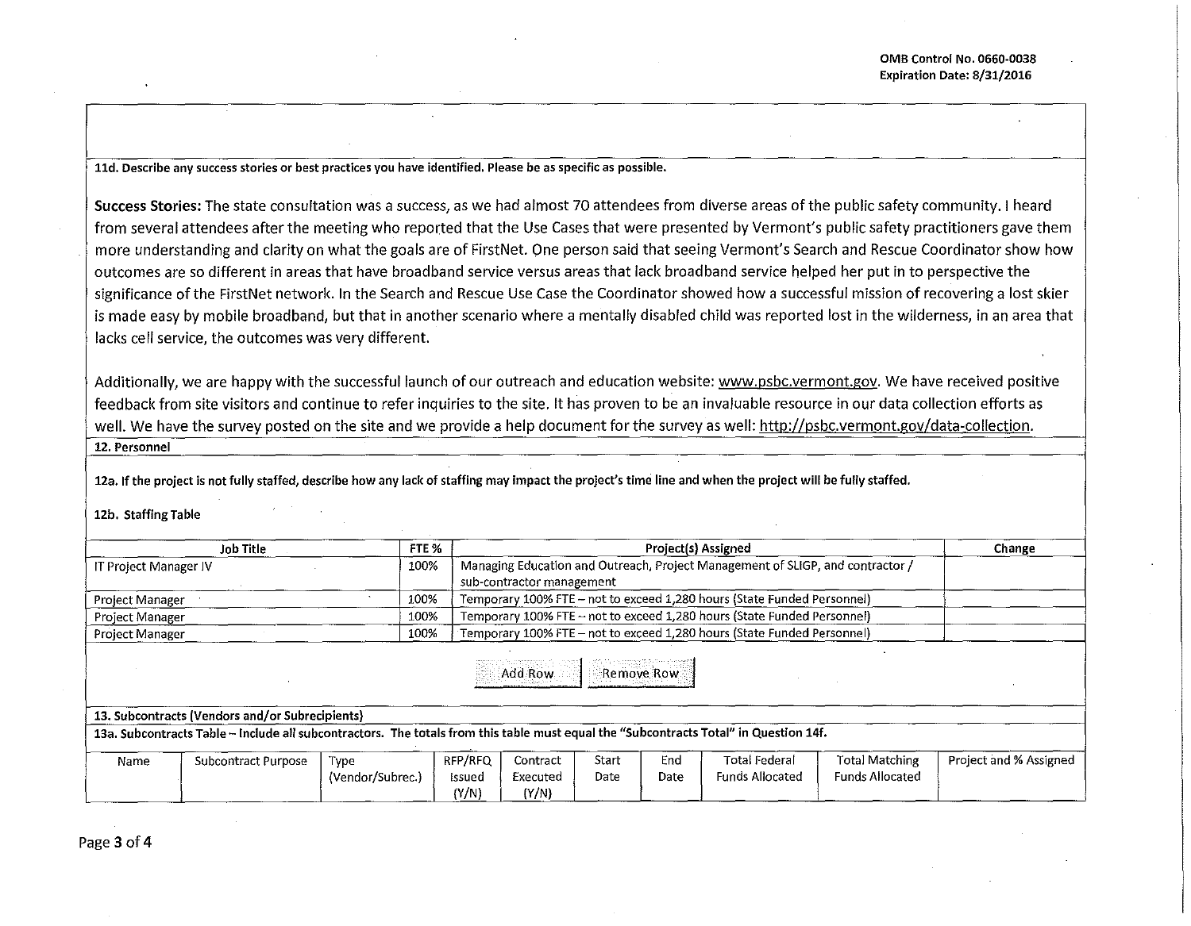**11d. Describe any success stories or best practices you have identified. Please be as specific as possible.**

**Success Stories:** The state consultation was a success, as we had almost 70 attendees from diverse areas of the public safety community. I heard from several attendees after the meeting who reported that the Use Cases that were presented by Vermont's public safety practitioners gave them more understanding and clarity on what the goals are of FirstNet. One person said that seeing Vermont's Search and Rescue Coordinator show how outcomes are so different in areas that have broadband service versus areas that lack broadband service helped her put in to perspective the significance of the FirstNet network. In the Search and Rescue Use Case the Coordinator showed how a successful mission of recovering a lost skier is made easy by mobile broadband, but that in another scenario where a mentally disabled child was reported lost in the wilderness, in an area that lacks cell service, the outcomes was very different.

Additionally, we are happy with the successful launch of our outreach and education website: www.psbc.vermont.gov. We have received positive feedback from site visitors and continue to refer inquiries to the site. It has proven to be an invaluable resource in our data collection efforts as well. We have the survey posted on the site and we provide a help document for the survey as well: http://psbc.vermont.gov/data-collection.

**12. Personnel**

**12a. If the project is not fully staffed, describe how any lack of staffing may impact the project's time line and when the project will be fully staffed.**

**12b. Staffing Table**

| Job Title | FTE % | Project(s) Assigned | Change |
|---|---|---|---|
| IT Project Manager IV | 100% | Managing Education and Outreach, Project Management of SLIGP, and contractor / sub-contractor management | |
| Project Manager | 100% | Temporary 100% FTE – not to exceed 1,280 hours (State Funded Personnel) | |
| Project Manager | 100% | Temporary 100% FTE – not to exceed 1,280 hours (State Funded Personnel) | |
| Project Manager | 100% | Temporary 100% FTE – not to exceed 1,280 hours (State Funded Personnel) | |

**13. Subcontracts (Vendors and/or Subrecipients)**

**13a. Subcontracts Table – Include all subcontractors. The totals from this table must equal the "Subcontracts Total" in Question 14f.**

| Name | Subcontract Purpose | Type (Vendor/Subrec.) | RFP/RFQ Issued (Y/N) | Contract Executed (Y/N) | Start Date | End Date | Total Federal Funds Allocated | Total Matching Funds Allocated | Project and % Assigned |
|---|---|---|---|---|---|---|---|---|---|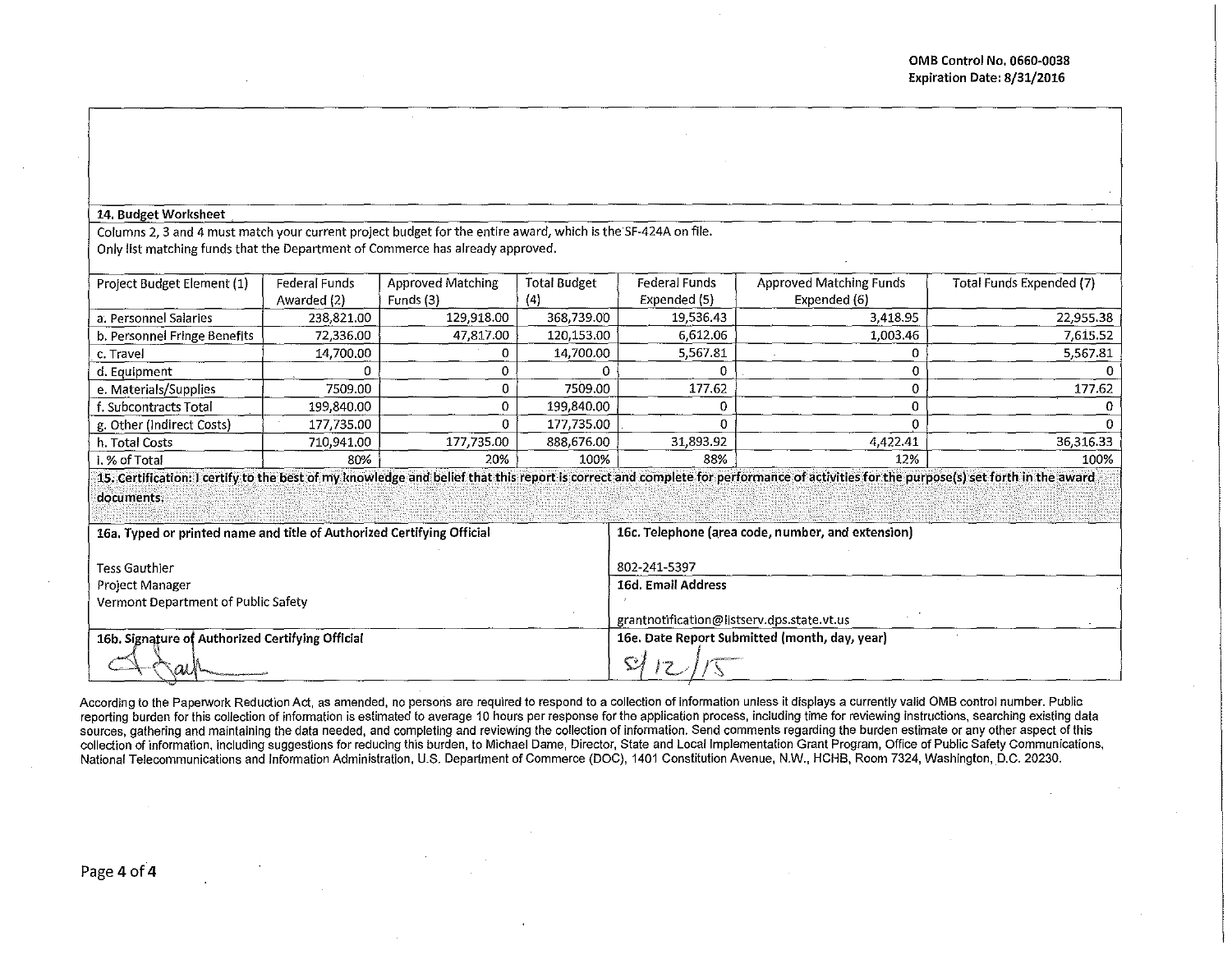OMB Control No. 0660-0038
Expiration Date: 8/31/2016

**14. Budget Worksheet**

Columns 2, 3 and 4 must match your current project budget for the entire award, which is the SF-424A on file.
Only list matching funds that the Department of Commerce has already approved.

| Project Budget Element (1) | Federal Funds Awarded (2) | Approved Matching Funds (3) | Total Budget (4) | Federal Funds Expended (5) | Approved Matching Funds Expended (6) | Total Funds Expended (7) |
|---|---|---|---|---|---|---|
| a. Personnel Salaries | 238,821.00 | 129,918.00 | 368,739.00 | 19,536.43 | 3,418.95 | 22,955.38 |
| b. Personnel Fringe Benefits | 72,336.00 | 47,817.00 | 120,153.00 | 6,612.06 | 1,003.46 | 7,615.52 |
| c. Travel | 14,700.00 | 0 | 14,700.00 | 5,567.81 | 0 | 5,567.81 |
| d. Equipment | 0 | 0 | 0 | 0 | 0 | 0 |
| e. Materials/Supplies | 7509.00 | 0 | 7509.00 | 177.62 | 0 | 177.62 |
| f. Subcontracts Total | 199,840.00 | 0 | 199,840.00 | 0 | 0 | 0 |
| g. Other (Indirect Costs) | 177,735.00 | 0 | 177,735.00 | 0 | 0 | 0 |
| h. Total Costs | 710,941.00 | 177,735.00 | 888,676.00 | 31,893.92 | 4,422.41 | 36,316.33 |
| i. % of Total | 80% | 20% | 100% | 88% | 12% | 100% |

**15. Certification: I certify to the best of my knowledge and belief that this report is correct and complete for performance of activities for the purpose(s) set forth in the award documents.**

| 16a. Typed or printed name and title of Authorized Certifying Official | 16c. Telephone (area code, number, and extension) |
|---|---|
| Tess Gauthier<br>Project Manager<br>Vermont Department of Public Safety | 802-241-5397 |
| | **16d. Email Address**<br>grantnotification@listserv.dps.state.vt.us |
| **16b. Signature of Authorized Certifying Official** | **16e. Date Report Submitted (month, day, year)** |
| [Signature] | 5/12/15 |

According to the Paperwork Reduction Act, as amended, no persons are required to respond to a collection of information unless it displays a currently valid OMB control number. Public reporting burden for this collection of information is estimated to average 10 hours per response for the application process, including time for reviewing instructions, searching existing data sources, gathering and maintaining the data needed, and completing and reviewing the collection of information. Send comments regarding the burden estimate or any other aspect of this collection of information, including suggestions for reducing this burden, to Michael Dame, Director, State and Local Implementation Grant Program, Office of Public Safety Communications, National Telecommunications and Information Administration, U.S. Department of Commerce (DOC), 1401 Constitution Avenue, N.W., HCHB, Room 7324, Washington, D.C. 20230.